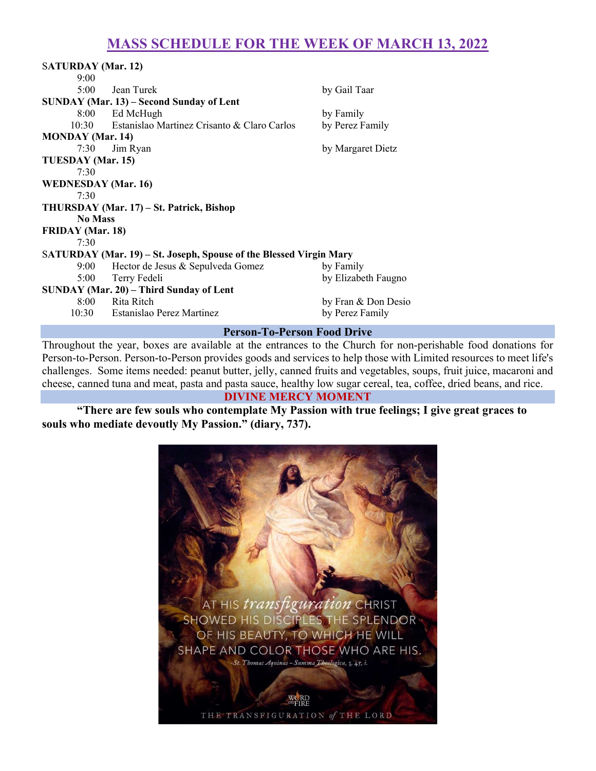# MASS SCHEDULE FOR THE WEEK OF MARCH 13, 2022

**SATURDAY (Mar. 12)**

| | | |
|---|---|---|
| 9:00 | | |
| 5:00 | Jean Turek | by Gail Taar |

**SUNDAY (Mar. 13) – Second Sunday of Lent**

| | | |
|---|---|---|
| 8:00 | Ed McHugh | by Family |
| 10:30 | Estanislao Martinez Crisanto & Claro Carlos | by Perez Family |

**MONDAY (Mar. 14)**

| | | |
|---|---|---|
| 7:30 | Jim Ryan | by Margaret Dietz |

**TUESDAY (Mar. 15)**

7:30

**WEDNESDAY (Mar. 16)**

7:30

**THURSDAY (Mar. 17) – St. Patrick, Bishop**

**No Mass**

**FRIDAY (Mar. 18)**

7:30

**SATURDAY (Mar. 19) – St. Joseph, Spouse of the Blessed Virgin Mary**

| | | |
|---|---|---|
| 9:00 | Hector de Jesus & Sepulveda Gomez | by Family |
| 5:00 | Terry Fedeli | by Elizabeth Faugno |

**SUNDAY (Mar. 20) – Third Sunday of Lent**

| | | |
|---|---|---|
| 8:00 | Rita Ritch | by Fran & Don Desio |
| 10:30 | Estanislao Perez Martinez | by Perez Family |

## Person-To-Person Food Drive

Throughout the year, boxes are available at the entrances to the Church for non-perishable food donations for Person-to-Person. Person-to-Person provides goods and services to help those with Limited resources to meet life's challenges. Some items needed: peanut butter, jelly, canned fruits and vegetables, soups, fruit juice, macaroni and cheese, canned tuna and meat, pasta and pasta sauce, healthy low sugar cereal, tea, coffee, dried beans, and rice.

## DIVINE MERCY MOMENT

**"There are few souls who contemplate My Passion with true feelings; I give great graces to souls who mediate devoutly My Passion." (diary, 737).**

AT HIS *transfiguration* CHRIST SHOWED HIS DISCIPLES THE SPLENDOR OF HIS BEAUTY, TO WHICH HE WILL SHAPE AND COLOR THOSE WHO ARE HIS.

*-St. Thomas Aquinas – Summa Theologica, 3, 45, i.*

WORD ON FIRE

THE TRANSFIGURATION *of* THE LORD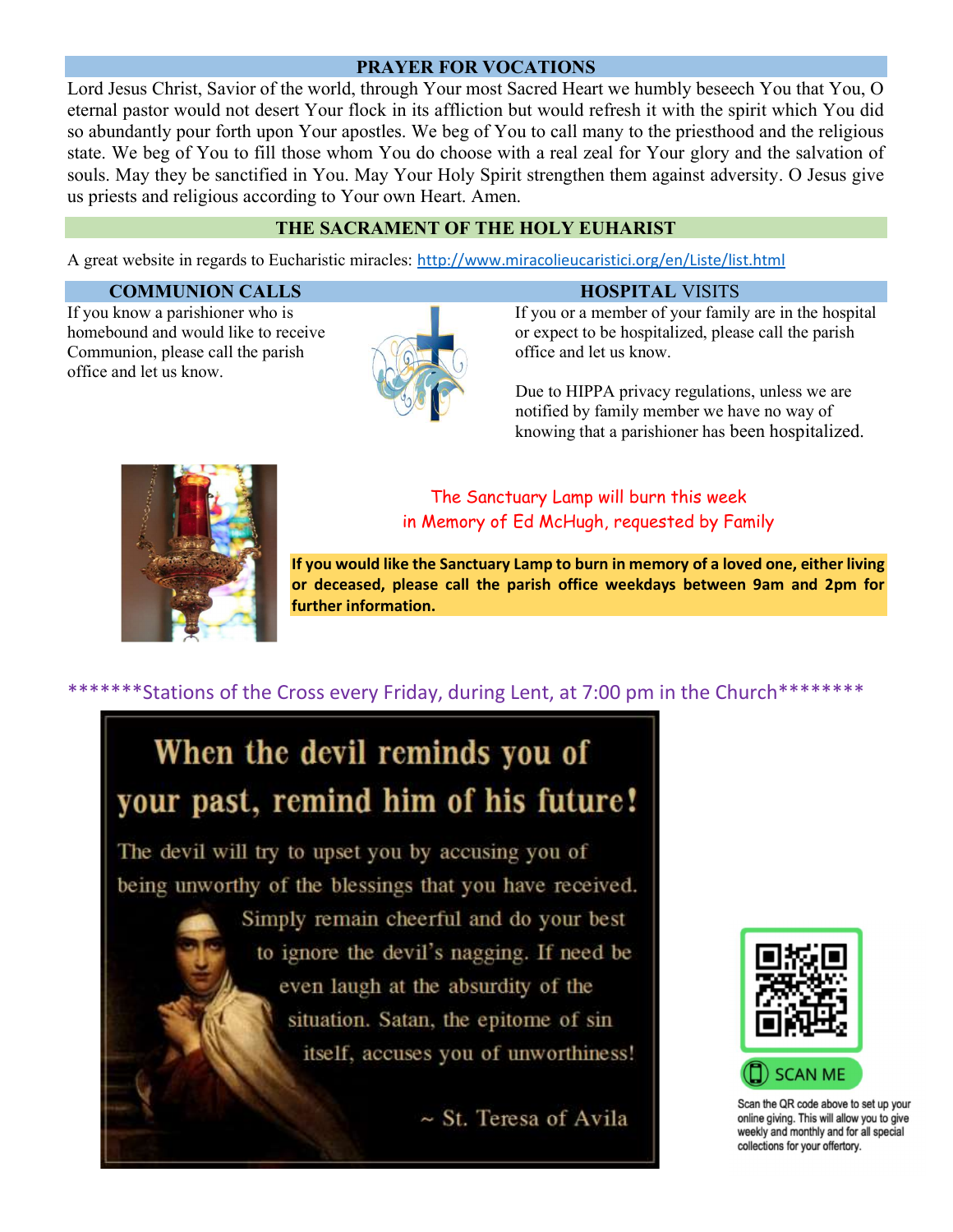## PRAYER FOR VOCATIONS

Lord Jesus Christ, Savior of the world, through Your most Sacred Heart we humbly beseech You that You, O eternal pastor would not desert Your flock in its affliction but would refresh it with the spirit which You did so abundantly pour forth upon Your apostles. We beg of You to call many to the priesthood and the religious state. We beg of You to fill those whom You do choose with a real zeal for Your glory and the salvation of souls. May they be sanctified in You. May Your Holy Spirit strengthen them against adversity. O Jesus give us priests and religious according to Your own Heart. Amen.

## THE SACRAMENT OF THE HOLY EUHARIST

A great website in regards to Eucharistic miracles: http://www.miracolieucaristici.org/en/Liste/list.html

## COMMUNION CALLS

If you know a parishioner who is homebound and would like to receive Communion, please call the parish office and let us know.

## HOSPITAL VISITS

If you or a member of your family are in the hospital or expect to be hospitalized, please call the parish office and let us know.

Due to HIPPA privacy regulations, unless we are notified by family member we have no way of knowing that a parishioner has been hospitalized.

The Sanctuary Lamp will burn this week
in Memory of Ed McHugh, requested by Family

**If you would like the Sanctuary Lamp to burn in memory of a loved one, either living or deceased, please call the parish office weekdays between 9am and 2pm for further information.**

*******Stations of the Cross every Friday, during Lent, at 7:00 pm in the Church********

**When the devil reminds you of your past, remind him of his future!**

The devil will try to upset you by accusing you of being unworthy of the blessings that you have received. Simply remain cheerful and do your best to ignore the devil's nagging. If need be even laugh at the absurdity of the situation. Satan, the epitome of sin itself, accuses you of unworthiness!

~ St. Teresa of Avila

SCAN ME

Scan the QR code above to set up your online giving. This will allow you to give weekly and monthly and for all special collections for your offertory.